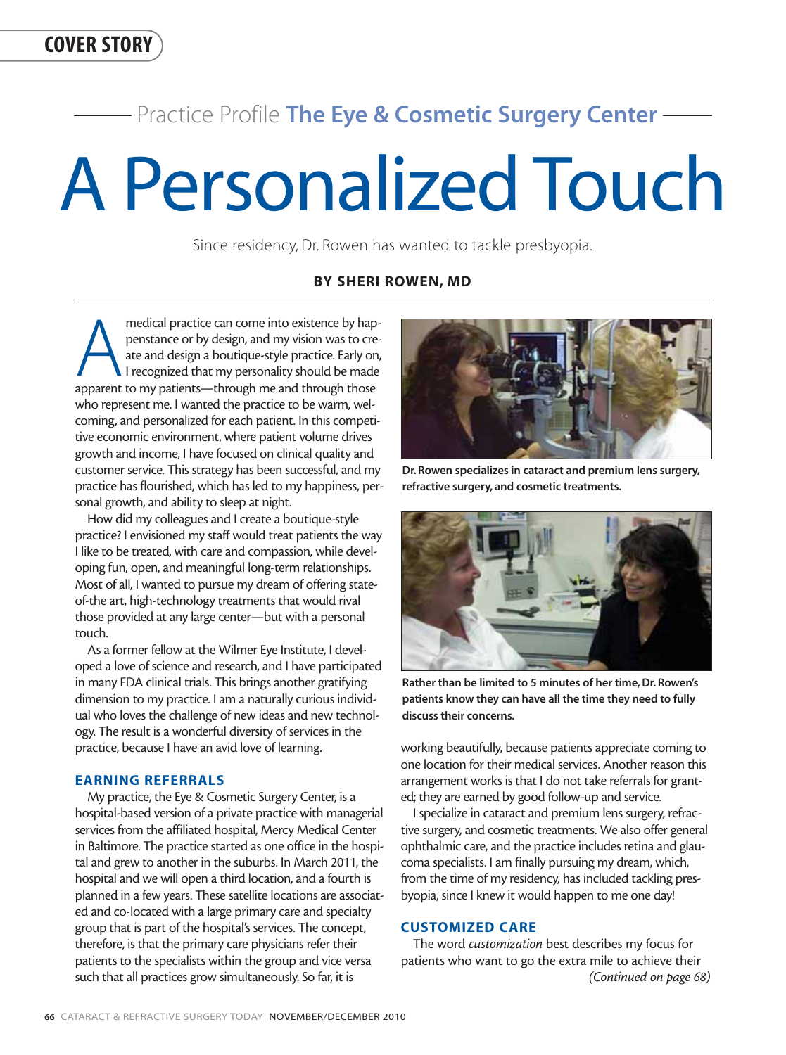COVER STORY

Practice Profile **The Eye & Cosmetic Surgery Center**

# A Personalized Touch

Since residency, Dr. Rowen has wanted to tackle presbyopia.

**BY SHERI ROWEN, MD**

A medical practice can come into existence by happenstance or by design, and my vision was to create and design a boutique-style practice. Early on, I recognized that my personality should be made apparent to my patients—through me and through those who represent me. I wanted the practice to be warm, welcoming, and personalized for each patient. In this competitive economic environment, where patient volume drives growth and income, I have focused on clinical quality and customer service. This strategy has been successful, and my practice has flourished, which has led to my happiness, personal growth, and ability to sleep at night.

How did my colleagues and I create a boutique-style practice? I envisioned my staff would treat patients the way I like to be treated, with care and compassion, while developing fun, open, and meaningful long-term relationships. Most of all, I wanted to pursue my dream of offering state-of-the art, high-technology treatments that would rival those provided at any large center—but with a personal touch.

As a former fellow at the Wilmer Eye Institute, I developed a love of science and research, and I have participated in many FDA clinical trials. This brings another gratifying dimension to my practice. I am a naturally curious individual who loves the challenge of new ideas and new technology. The result is a wonderful diversity of services in the practice, because I have an avid love of learning.

**Dr. Rowen specializes in cataract and premium lens surgery, refractive surgery, and cosmetic treatments.**

**Rather than be limited to 5 minutes of her time, Dr. Rowen's patients know they can have all the time they need to fully discuss their concerns.**

## EARNING REFERRALS

My practice, the Eye & Cosmetic Surgery Center, is a hospital-based version of a private practice with managerial services from the affiliated hospital, Mercy Medical Center in Baltimore. The practice started as one office in the hospital and grew to another in the suburbs. In March 2011, the hospital and we will open a third location, and a fourth is planned in a few years. These satellite locations are associated and co-located with a large primary care and specialty group that is part of the hospital's services. The concept, therefore, is that the primary care physicians refer their patients to the specialists within the group and vice versa such that all practices grow simultaneously. So far, it is working beautifully, because patients appreciate coming to one location for their medical services. Another reason this arrangement works is that I do not take referrals for granted; they are earned by good follow-up and service.

I specialize in cataract and premium lens surgery, refractive surgery, and cosmetic treatments. We also offer general ophthalmic care, and the practice includes retina and glaucoma specialists. I am finally pursuing my dream, which, from the time of my residency, has included tackling presbyopia, since I knew it would happen to me one day!

## CUSTOMIZED CARE

The word *customization* best describes my focus for patients who want to go the extra mile to achieve their

*(Continued on page 68)*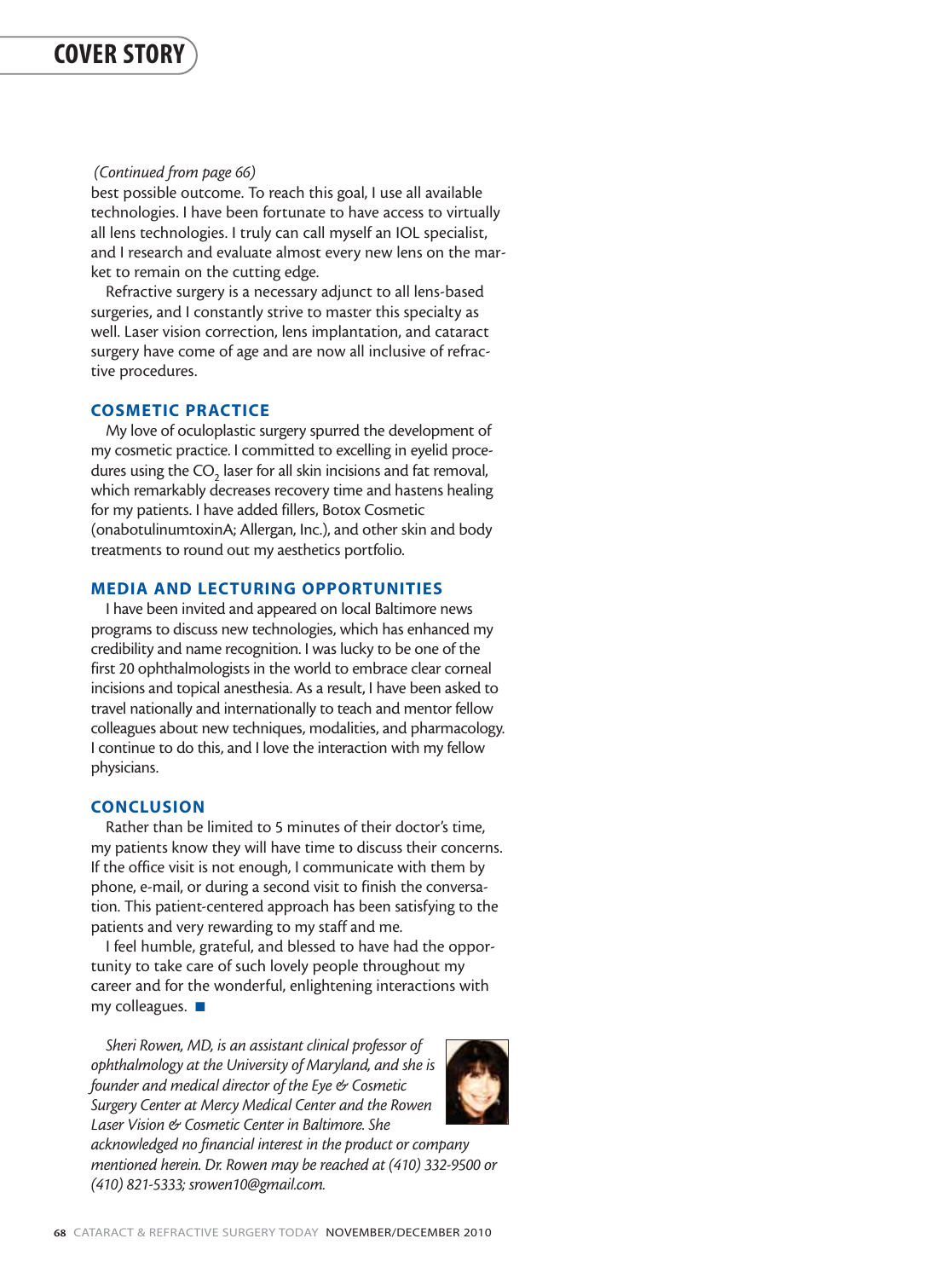*(Continued from page 66)*

best possible outcome. To reach this goal, I use all available technologies. I have been fortunate to have access to virtually all lens technologies. I truly can call myself an IOL specialist, and I research and evaluate almost every new lens on the market to remain on the cutting edge.

Refractive surgery is a necessary adjunct to all lens-based surgeries, and I constantly strive to master this specialty as well. Laser vision correction, lens implantation, and cataract surgery have come of age and are now all inclusive of refractive procedures.

## COSMETIC PRACTICE

My love of oculoplastic surgery spurred the development of my cosmetic practice. I committed to excelling in eyelid procedures using the $CO_2$ laser for all skin incisions and fat removal, which remarkably decreases recovery time and hastens healing for my patients. I have added fillers, Botox Cosmetic (onabotulinumtoxinA; Allergan, Inc.), and other skin and body treatments to round out my aesthetics portfolio.

## MEDIA AND LECTURING OPPORTUNITIES

I have been invited and appeared on local Baltimore news programs to discuss new technologies, which has enhanced my credibility and name recognition. I was lucky to be one of the first 20 ophthalmologists in the world to embrace clear corneal incisions and topical anesthesia. As a result, I have been asked to travel nationally and internationally to teach and mentor fellow colleagues about new techniques, modalities, and pharmacology. I continue to do this, and I love the interaction with my fellow physicians.

## CONCLUSION

Rather than be limited to 5 minutes of their doctor's time, my patients know they will have time to discuss their concerns. If the office visit is not enough, I communicate with them by phone, e-mail, or during a second visit to finish the conversation. This patient-centered approach has been satisfying to the patients and very rewarding to my staff and me.

I feel humble, grateful, and blessed to have had the opportunity to take care of such lovely people throughout my career and for the wonderful, enlightening interactions with my colleagues. ■

*Sheri Rowen, MD, is an assistant clinical professor of ophthalmology at the University of Maryland, and she is founder and medical director of the Eye & Cosmetic Surgery Center at Mercy Medical Center and the Rowen Laser Vision & Cosmetic Center in Baltimore. She acknowledged no financial interest in the product or company mentioned herein. Dr. Rowen may be reached at (410) 332-9500 or (410) 821-5333; srowen10@gmail.com.*